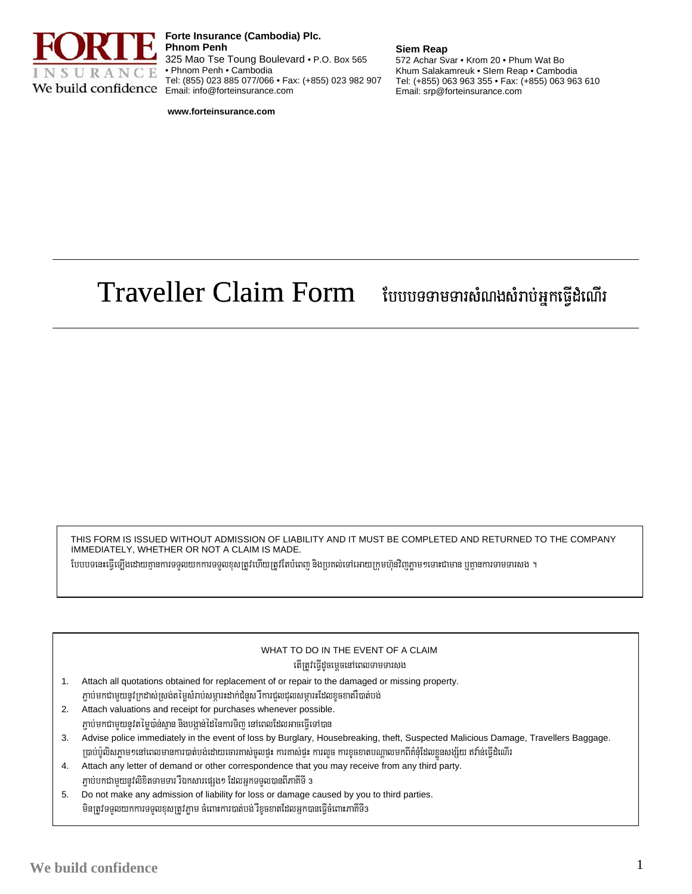**Forte Insurance (Cambodia) Plc.**
**Phnom Penh**
325 Mao Tse Toung Boulevard • P.O. Box 565 • Phnom Penh • Cambodia
Tel: (855) 023 885 077/066 • Fax: (+855) 023 982 907
Email: info@forteinsurance.com

**www.forteinsurance.com**

**Siem Reap**
572 Achar Svar • Krom 20 • Phum Wat Bo
Khum Salakamreuk • SIem Reap • Cambodia
Tel: (+855) 063 963 355 • Fax: (+855) 063 963 610
Email: srp@forteinsurance.com

# Traveller Claim Form ​ បែបបទទាមទារសំណងសំរាប់អ្នកធ្វើដំណើរ

THIS FORM IS ISSUED WITHOUT ADMISSION OF LIABILITY AND IT MUST BE COMPLETED AND RETURNED TO THE COMPANY IMMEDIATELY, WHETHER OR NOT A CLAIM IS MADE.
បែបបទនេះធ្វើឡើងដោយគ្មានការទទួលយកការទទួលខុសត្រូវហើយត្រូវតែបំពេញ និងប្រគល់ទៅអោយក្រុមហ៊ុនវិញភ្លាមៗទោះជាមាន ឬគ្មានការទាមទារសង ។

WHAT TO DO IN THE EVENT OF A CLAIM
តើត្រូវធ្វើដូចម្តេចនៅពេលទាមទារសង

1. Attach all quotations obtained for replacement of or repair to the damaged or missing property.
   ភ្ជាប់មកជាមួយនូវក្រដាស់ស្រង់តម្លៃសំរាប់សម្ភារៈដាក់ជំនួស រឺការជួលជុលសម្ភារៈដែលខូចខាតរឺបាត់បង់
2. Attach valuations and receipt for purchases whenever possible.
   ភ្ជាប់មកជាមួយនូវតម្លៃប៉ាន់ស្មាន និងបង្កាន់ដៃនៃការទិញ នៅពេលដែលអាចធ្វើទៅបាន
3. Advise police immediately in the event of loss by Burglary, Housebreaking, theft, Suspected Malicious Damage, Travellers Baggage.
   ប្រាប់ប៉ូលិសភ្លាមៗនៅពេលមានការបាត់បង់ដោយចោរគាស់ចូលផ្ទះ ការគាស់ផ្ទះ ការលួច ការខូចខាតបណ្តាលមកពីគំនុំដែលខ្លួនសង្ស័យ ឥវ៉ាន់ធ្វើដំណើរ
4. Attach any letter of demand or other correspondence that you may receive from any third party.
   ភ្ជាប់មកជាមួយនូវលិខិតទាមទារ រឺឯកសារផ្សេងៗ ដែលអ្នកទទួលបានពីភាគីទី 3
5. Do not make any admission of liability for loss or damage caused by you to third parties.
   មិនត្រូវទទួលយកការទទួលខុសត្រូវភ្លាម ចំពោះការបាត់បង់ រឺខូចខាតដែលអ្នកបានធ្វើចំពោះភាគីទី3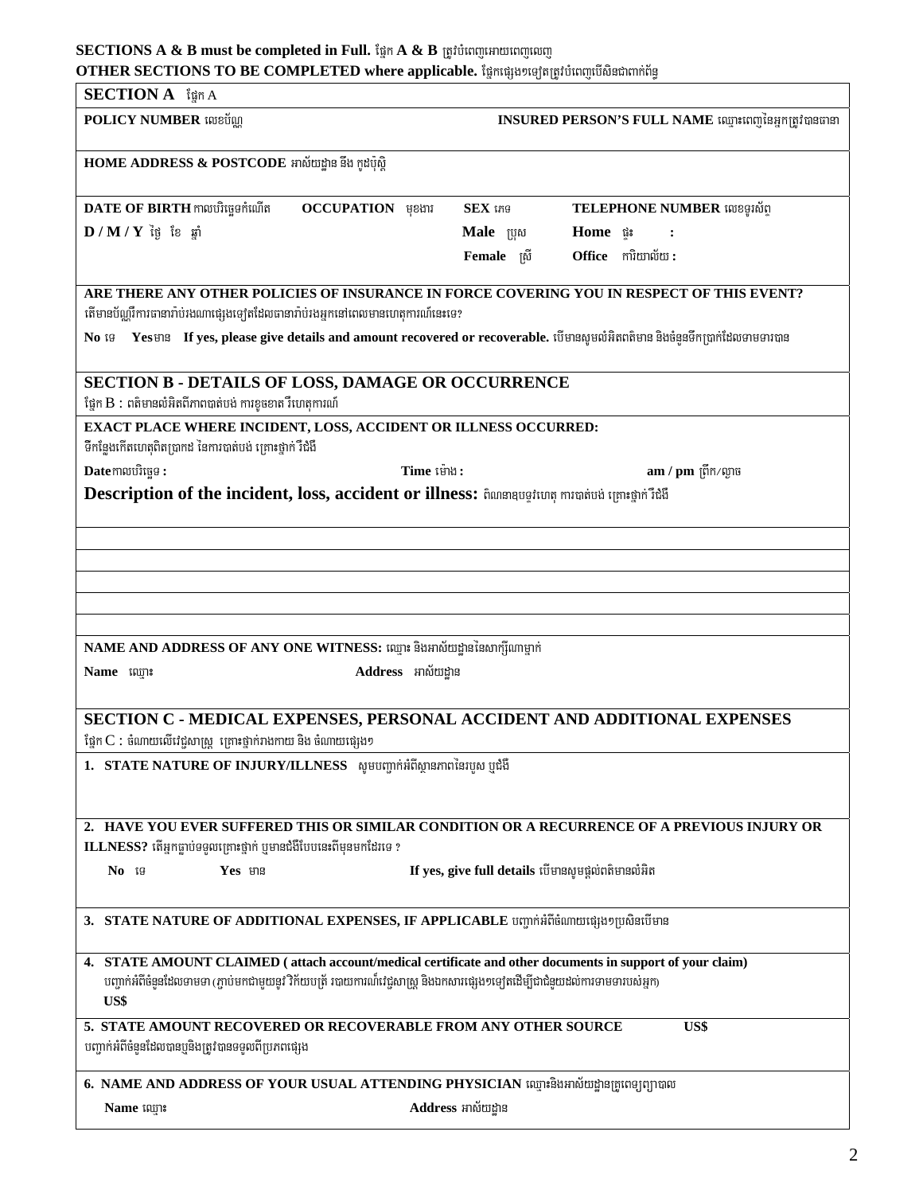**SECTIONS A & B must be completed in Full.** ផ្នែក **A & B** ត្រូវបំពេញអោយពេញលេញ

**OTHER SECTIONS TO BE COMPLETED where applicable.** ផ្នែកផ្សេងៗទៀតត្រូវបំពេញបើសិនជាពាក់ព័ន្ធ

## SECTION A ផ្នែក A

**POLICY NUMBER** លេខប័ណ្ណ

**INSURED PERSON'S FULL NAME** ឈ្មោះពេញនៃអ្នកត្រូវបានធានា

**HOME ADDRESS & POSTCODE** អាស័យដ្ឋាន និង កូដប៉ុស្តិ៍

**DATE OF BIRTH** កាលបរិច្ឆេទកំណើត **D / M / Y** ថ្ងៃ ខែ ឆ្នាំ

**OCCUPATION** មុខងារ

**SEX** ភេទ **Male** ប្រុស **Female** ស្រី

**TELEPHONE NUMBER** លេខទូរស័ព្ទ **Home** ផ្ទះ : **Office** ការិយាល័យ :

**ARE THERE ANY OTHER POLICIES OF INSURANCE IN FORCE COVERING YOU IN RESPECT OF THIS EVENT?** តើមានប័ណ្ណពីការធានារ៉ាប់រងណាផ្សេងទៀតដែលធានារ៉ាប់រងអ្នកនៅពេលមានហេតុការណ៍នេះទេ?

**No** ទេ **Yes** មាន **If yes, please give details and amount recovered or recoverable.** បើមានសូមលំអិតពត៌មាន និងចំនួនទឹកប្រាក់ដែលទាមទារបាន

## SECTION B - DETAILS OF LOSS, DAMAGE OR OCCURRENCE

ផ្នែក B : ពត៌មានលំអិតពីភាពបាត់បង់ ការខូចខាត វឺហេតុការណ៍

**EXACT PLACE WHERE INCIDENT, LOSS, ACCIDENT OR ILLNESS OCCURRED:** ទីកន្លែងកើតហេតុពិតប្រាកដ នៃការបាត់បង់ គ្រោះថ្នាក់ វឺជំងឺ

**Date** កាលបរិច្ឆេទ : **Time** ម៉ោង : **am / pm** ព្រឹក/ល្ងាច

**Description of the incident, loss, accident or illness:** ពិណនាឧបទ្ទវហេតុ ការបាត់បង់ គ្រោះថ្នាក់ វឺជំងឺ

**NAME AND ADDRESS OF ANY ONE WITNESS:** ឈ្មោះ និងអាស័យដ្ឋាននៃសាក្សីណាម្នាក់

**Name** ឈ្មោះ **Address** អាស័យដ្ឋាន

## SECTION C - MEDICAL EXPENSES, PERSONAL ACCIDENT AND ADDITIONAL EXPENSES

ផ្នែក C : ចំណាយលើវេជ្ជសាស្ត្រ គ្រោះថ្នាក់រាងកាយ និង ចំណាយផ្សេងៗ

1. **STATE NATURE OF INJURY/ILLNESS** សូមបញ្ជាក់អំពីស្ថានភាពនៃរបួស ឬជំងឺ

2. **HAVE YOU EVER SUFFERED THIS OR SIMILAR CONDITION OR A RECURRENCE OF A PREVIOUS INJURY OR ILLNESS?** តើអ្នកធ្លាប់ទទួលគ្រោះថ្នាក់ ឬមានជំងឺបែបនេះពីមុនមកដែរទេ ?

   **No** ទេ **Yes** មាន **If yes, give full details** បើមានសូមផ្តល់ពត៌មានលំអិត

3. **STATE NATURE OF ADDITIONAL EXPENSES, IF APPLICABLE** បញ្ជាក់អំពីចំណាយផ្សេងៗប្រសិនបើមាន

4. **STATE AMOUNT CLAIMED ( attach account/medical certificate and other documents in support of your claim)** បញ្ជាក់អំពីចំនួនដែលទាមទា (ភ្ជាប់មកជាមួយនូវ វិក័យបត្រ័ របាយការណ៍វេជ្ជសាស្ត្រ និងឯកសារផ្សេងៗទៀតដើម្បីជាជំនួយដល់ការទាមទាររបស់អ្នក) **US$**

5. **STATE AMOUNT RECOVERED OR RECOVERABLE FROM ANY OTHER SOURCE** **US$** បញ្ជាក់អំពីចំនួនដែលបានឬនឹងត្រូវបានទទួលពីប្រភពផ្សេង

6. **NAME AND ADDRESS OF YOUR USUAL ATTENDING PHYSICIAN** ឈ្មោះនិងអាស័យដ្ឋានគ្រូពេទ្យព្យាបាល

   **Name** ឈ្មោះ **Address** អាស័យដ្ឋាន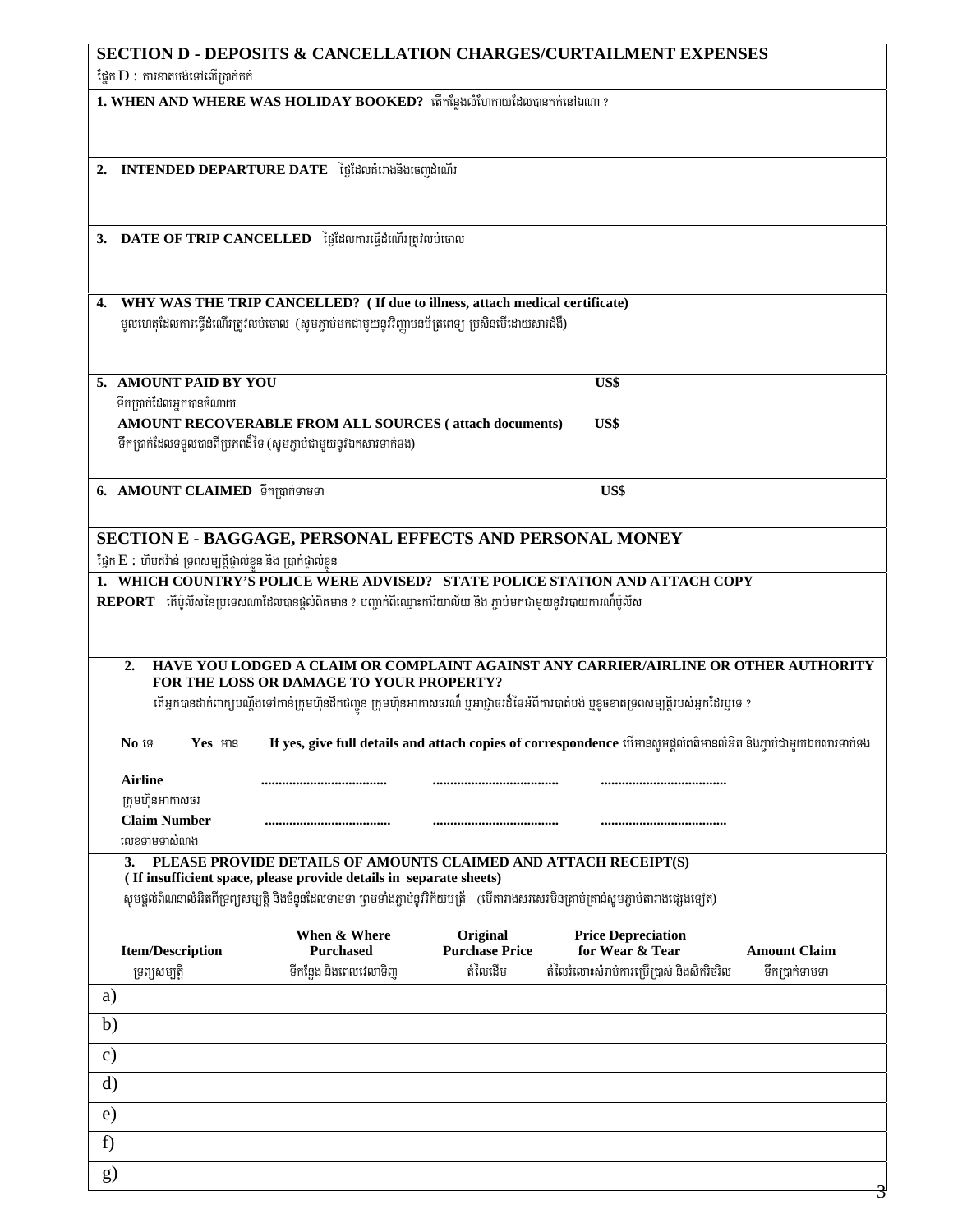## SECTION D - DEPOSITS & CANCELLATION CHARGES/CURTAILMENT EXPENSES

ផ្នែក D : ការខាតបង់ទៅលើប្រាក់កក់

**1. WHEN AND WHERE WAS HOLIDAY BOOKED?** តើកន្លែងលំហែកាយដែលបានកក់នៅឯណា ?

**2. INTENDED DEPARTURE DATE** ថ្ងៃដែលគំរោងនិងចេញដំណើរ

**3. DATE OF TRIP CANCELLED** ថ្ងៃដែលការធ្វើដំណើរត្រូវលុបចោល

**4. WHY WAS THE TRIP CANCELLED? ( If due to illness, attach medical certificate)**
មូលហេតុដែលការធ្វើដំណើរត្រូវលុបចោល (សូមភ្ជាប់មកជាមួយនូវវិញ្ញាបនប័ត្រពេទ្យ ប្រសិនបើដោយសារជំងឺ)

**5. AMOUNT PAID BY YOU** **US$**
ទឹកប្រាក់ដែលអ្នកបានចំណាយ

**AMOUNT RECOVERABLE FROM ALL SOURCES ( attach documents)** **US$**
ទឹកប្រាក់ដែលទទួលបានពីប្រភពដទៃ (សូមភ្ជាប់ជាមួយនូវឯកសារទាក់ទង)

**6. AMOUNT CLAIMED** ទឹកប្រាក់ទាមទា **US$**

## SECTION E - BAGGAGE, PERSONAL EFFECTS AND PERSONAL MONEY

ផ្នែក E : ហិបវ៉ាន់ ទ្រព្យសម្បត្តិផ្ទាល់ខ្លួន និង ប្រាក់ផ្ទាល់ខ្លួន

**1. WHICH COUNTRY'S POLICE WERE ADVISED? STATE POLICE STATION AND ATTACH COPY REPORT** តើប៉ូលីសនៃប្រទេសណាដែលបានផ្តល់ពត៌មាន ? បញ្ជាក់ពីឈ្មោះការិយាល័យ និង ភ្ជាប់មកជាមួយនូវរបាយការណ៍ប៉ូលីស

**2. HAVE YOU LODGED A CLAIM OR COMPLAINT AGAINST ANY CARRIER/AIRLINE OR OTHER AUTHORITY FOR THE LOSS OR DAMAGE TO YOUR PROPERTY?**
តើអ្នកបានដាក់ពាក្យបណ្តឹងទៅកាន់ក្រុមហ៊ុនដឹកជញ្ជូន ក្រុមហ៊ុនអាកាសចរណ៍ ឬអាជ្ញាធរដទៃអំពីការបាត់បង់ ឬខូចខាតទ្រព្យសម្បត្តិរបស់អ្នកដែរឬទេ ?

**No** ទេ **Yes** មាន **If yes, give full details and attach copies of correspondence** បើមានសូមផ្តល់ពត៌មានលំអិត និងភ្ជាប់ជាមួយឯកសារទាក់ទង

**Airline** ................................... ................................... ...................................
ក្រុមហ៊ុនអាកាសចរ

**Claim Number** ................................... ................................... ...................................
លេខទាមទាសំណង

**3. PLEASE PROVIDE DETAILS OF AMOUNTS CLAIMED AND ATTACH RECEIPT(S)**
**( If insufficient space, please provide details in separate sheets)**
សូមផ្តល់ពិណនាលំអិតពីទ្រព្យសម្បត្តិ និងចំនួនដែលទាមទា ព្រមទាំងភ្ជាប់នូវវិក័យបត្រ (បើតារាងសរសេរមិនគ្រប់គ្រាន់សូមភ្ជាប់តារាងផ្សេងទៀត)

| Item/Description<br>ទ្រព្យសម្បត្តិ | When & Where Purchased<br>ទីកន្លែង និងពេលវេលាទិញ | Original Purchase Price<br>តំលៃដើម | Price Depreciation for Wear & Tear<br>តំលៃរំលោះសំរាប់ការប្រើប្រាស់ និងសិករិចរិល | Amount Claim<br>ទឹកប្រាក់ទាមទា |
|---|---|---|---|---|
| a) | | | | |
| b) | | | | |
| c) | | | | |
| d) | | | | |
| e) | | | | |
| f) | | | | |
| g) | | | | |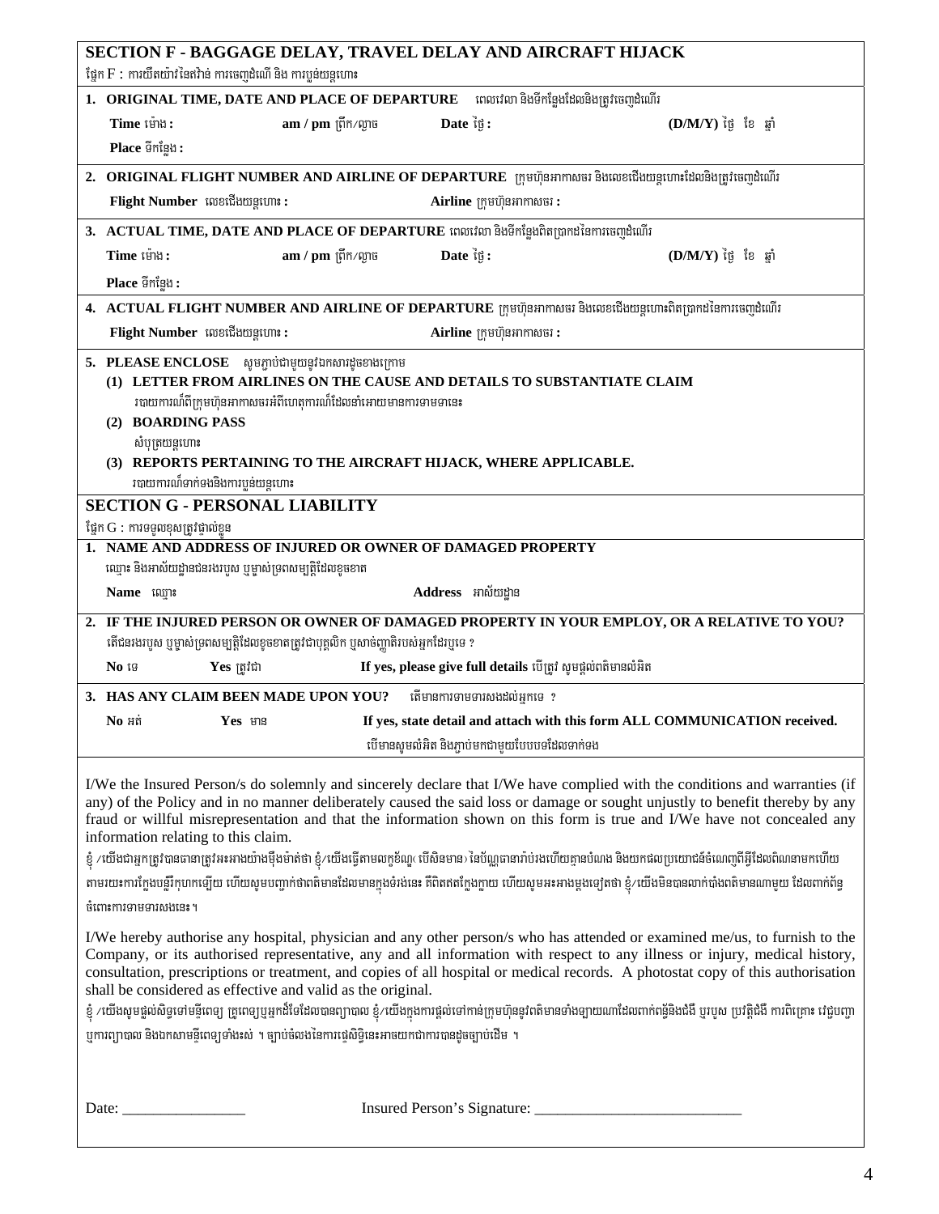## SECTION F - BAGGAGE DELAY, TRAVEL DELAY AND AIRCRAFT HIJACK

ផ្នែក F : ការយឺតយ៉ាវនៃឥវ៉ាន់ ការធ្វើដំណើរ និង ការប្លន់យន្តហោះ

**1. ORIGINAL TIME, DATE AND PLACE OF DEPARTURE** ពេលវេលា និងទីកន្លែងដែលនឹងត្រូវចេញដំណើរ

**Time** ម៉ោង : **am / pm** ព្រឹក/ល្ងាច **Date** ថ្ងៃ : **(D/M/Y)** ថ្ងៃ ខែ ឆ្នាំ

**Place** ទីកន្លែង :

**2. ORIGINAL FLIGHT NUMBER AND AIRLINE OF DEPARTURE** ក្រុមហ៊ុនអាកាសចរ និងលេខជើងយន្តហោះដែលនឹងត្រូវចេញដំណើរ

**Flight Number** លេខជើងយន្តហោះ : **Airline** ក្រុមហ៊ុនអាកាសចរ :

**3. ACTUAL TIME, DATE AND PLACE OF DEPARTURE** ពេលវេលា និងទីកន្លែងពិតប្រាកដនៃការចេញដំណើរ

**Time** ម៉ោង : **am / pm** ព្រឹក/ល្ងាច **Date** ថ្ងៃ : **(D/M/Y)** ថ្ងៃ ខែ ឆ្នាំ

**Place** ទីកន្លែង :

**4. ACTUAL FLIGHT NUMBER AND AIRLINE OF DEPARTURE** ក្រុមហ៊ុនអាកាសចរ និងលេខជើងយន្តហោះពិតប្រាកដនៃការចេញដំណើរ

**Flight Number** លេខជើងយន្តហោះ : **Airline** ក្រុមហ៊ុនអាកាសចរ :

**5. PLEASE ENCLOSE** សូមភ្ជាប់ជាមួយនូវឯកសារដូចខាងក្រោម

**(1) LETTER FROM AIRLINES ON THE CAUSE AND DETAILS TO SUBSTANTIATE CLAIM**

របាយការណ៍ពីក្រុមហ៊ុនអាកាសចរអំពីហេតុការណ៍ដែលនាំអោយមានការទាមទានេះ

**(2) BOARDING PASS**

សំបុត្រយន្តហោះ

**(3) REPORTS PERTAINING TO THE AIRCRAFT HIJACK, WHERE APPLICABLE.**

របាយការណ៍ទាក់ទងនឹងការប្លន់យន្តហោះ

## SECTION G - PERSONAL LIABILITY

ផ្នែក G : ការទទួលខុសត្រូវផ្ទាល់ខ្លួន

**1. NAME AND ADDRESS OF INJURED OR OWNER OF DAMAGED PROPERTY**

ឈ្មោះ និងអាស័យដ្ឋានជនរងរបួស ឬម្ចាស់ទ្រព្យសម្បត្តិដែលខូចខាត

**Name** ឈ្មោះ **Address** អាស័យដ្ឋាន

**2. IF THE INJURED PERSON OR OWNER OF DAMAGED PROPERTY IN YOUR EMPLOY, OR A RELATIVE TO YOU?**

តើជនរងរបួស ឬម្ចាស់ទ្រព្យសម្បត្តិដែលខូចខាតត្រូវជាបុគ្គលិក ឬសាច់ញាតិរបស់អ្នកដែរឬទេ ?

**No** ទេ **Yes** ត្រូវជា **If yes, please give full details** បើត្រូវ សូមផ្តល់ពត៌មានលំអិត

**3. HAS ANY CLAIM BEEN MADE UPON YOU?** តើមានការទាមទារសងដល់អ្នកទេ ?

**No** អត់ **Yes** មាន **If yes, state detail and attach with this form ALL COMMUNICATION received.**

បើមានសូមលំអិត និងភ្ជាប់មកជាមួយបែបបទដែលទាក់ទង

I/We the Insured Person/s do solemnly and sincerely declare that I/We have complied with the conditions and warranties (if any) of the Policy and in no manner deliberately caused the said loss or damage or sought unjustly to benefit thereby by any fraud or willful misrepresentation and that the information shown on this form is true and I/We have not concealed any information relating to this claim.

ខ្ញុំ /យើងជាអ្នកត្រូវបានធានាត្រូវអះអាងយ៉ាងម៉ឺងម៉ាត់ថា ខ្ញុំ/យើងធ្វើតាមលក្ខខ័ណ្ឌ (បើសិនមាន) នៃប័ណ្ណធានារ៉ាប់រងហើយគ្មានបំណង និងយកផលប្រយោជន៍ចំណេញពីអ្វីដែលពិណនាមកហើយ តាមរយះការក្លែងបន្លំកុហកឡើយ ហើយសូមបញ្ជាក់ថាពត៌មានដែលមានក្នុងទំរង់នេះ គឺពិតឥតក្លែងក្លាយ ហើយសូមអះអាងម្តងទៀតថា ខ្ញុំ/យើងមិនបានលាក់បាំងពត៌មានណាមួយ ដែលពាក់ព័ន្ធចំពោះការទាមទារសងនេះ ។

I/We hereby authorise any hospital, physician and any other person/s who has attended or examined me/us, to furnish to the Company, or its authorised representative, any and all information with respect to any illness or injury, medical history, consultation, prescriptions or treatment, and copies of all hospital or medical records. A photostat copy of this authorisation shall be considered as effective and valid as the original.

ខ្ញុំ /យើងសូមផ្តល់សិទ្ធទៅមន្ទីពេទ្យ គ្រូពេទ្យឬអ្នកដទៃដែលបានព្យាបាល ខ្ញុំ/យើងក្នុងការផ្តល់ទៅកាន់ក្រុមហ៊ុននូវពត៌មានទាំងឡាយណាដែលពាក់ព័ន្ធនិងជំងឺ ឬរបួស ប្រវត្តិជំងឺ ការពិគ្រោះ វេជ្ជបញ្ជា ឬការព្យាបាល និងឯកសាមន្ទីពេទ្យទាំងអស់ ។ ច្បាប់ចំលងនៃការផ្ទេសិទ្ធិនេះអាចយកជាការបានដូចច្បាប់ដើម ។

Date: ________________ Insured Person's Signature: ____________________________